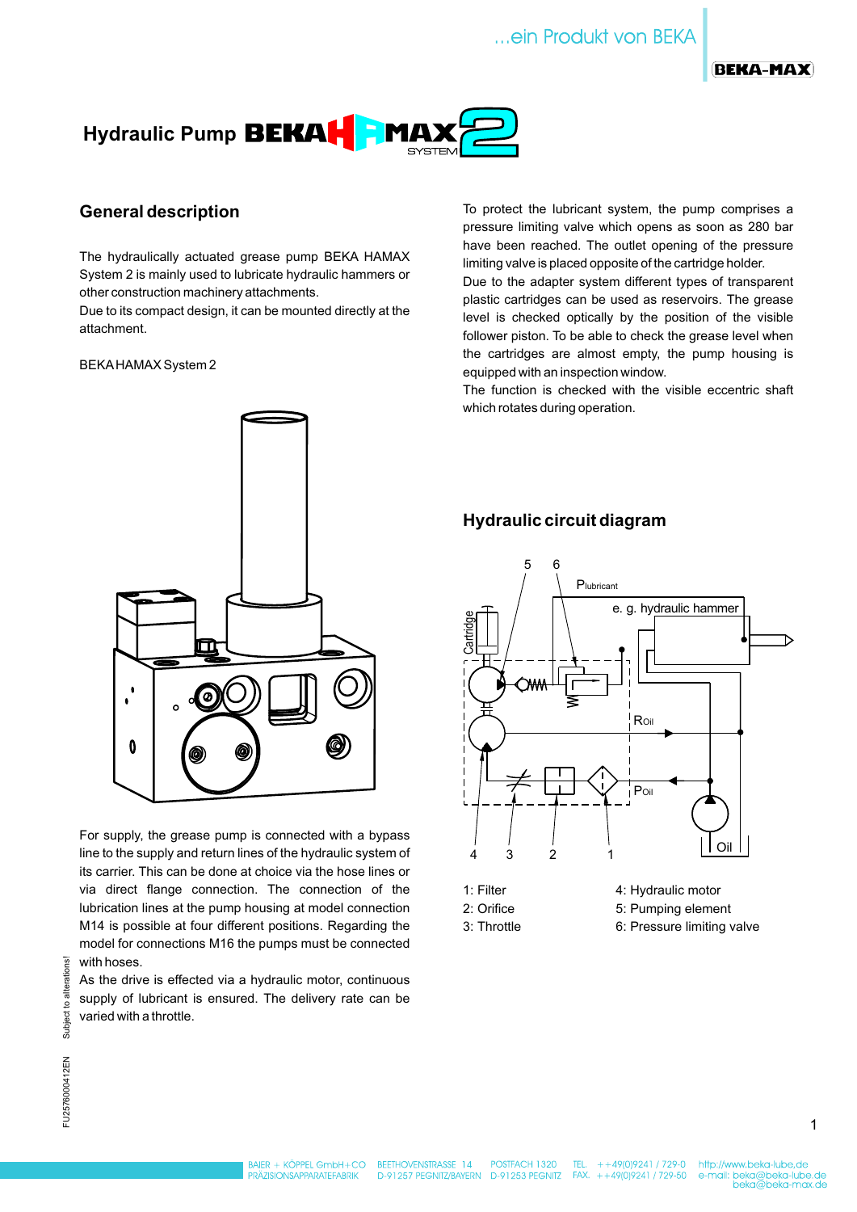# Hydraulic Pump BEKA HAMAX SYSTEM 2

## General description

The hydraulically actuated grease pump BEKA HAMAX System 2 is mainly used to lubricate hydraulic hammers or other construction machinery attachments.

Due to its compact design, it can be mounted directly at the attachment.

BEKA HAMAX System 2

For supply, the grease pump is connected with a bypass line to the supply and return lines of the hydraulic system of its carrier. This can be done at choice via the hose lines or via direct flange connection. The connection of the lubrication lines at the pump housing at model connection M14 is possible at four different positions. Regarding the model for connections M16 the pumps must be connected with hoses.

As the drive is effected via a hydraulic motor, continuous supply of lubricant is ensured. The delivery rate can be varied with a throttle.

To protect the lubricant system, the pump comprises a pressure limiting valve which opens as soon as 280 bar have been reached. The outlet opening of the pressure limiting valve is placed opposite of the cartridge holder.

Due to the adapter system different types of transparent plastic cartridges can be used as reservoirs. The grease level is checked optically by the position of the visible follower piston. To be able to check the grease level when the cartridges are almost empty, the pump housing is equipped with an inspection window.

The function is checked with the visible eccentric shaft which rotates during operation.

## Hydraulic circuit diagram

1: Filter
2: Orifice
3: Throttle
4: Hydraulic motor
5: Pumping element
6: Pressure limiting valve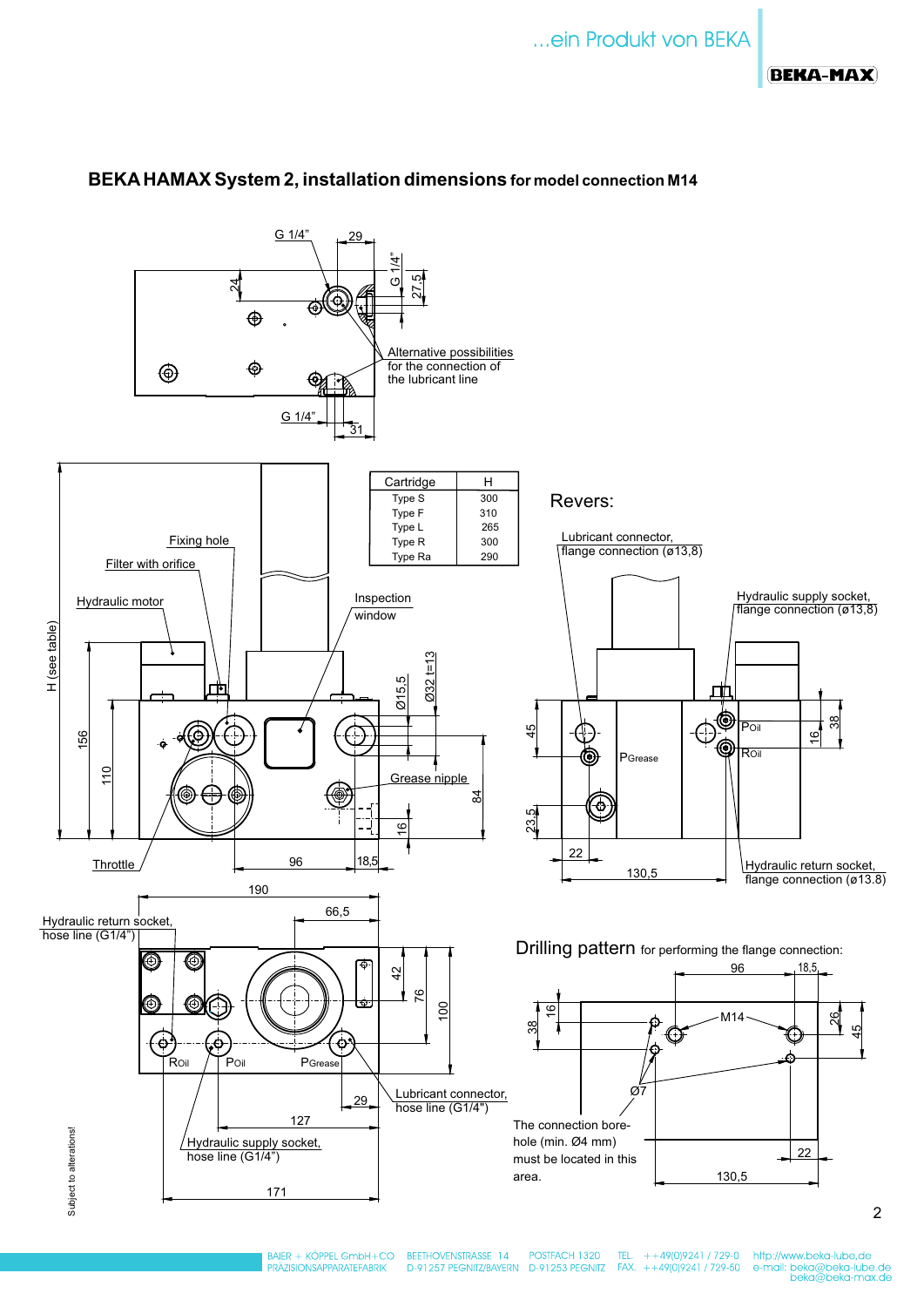## BEKA HAMAX System 2, installation dimensions for model connection M14

G 1/4"

29

24

G 1/4"

27,5

Alternative possibilities for the connection of the lubricant line

G 1/4"

31

| Cartridge | H |
|---|---|
| Type S | 300 |
| Type F | 310 |
| Type L | 265 |
| Type R | 300 |
| Type Ra | 290 |

Fixing hole

Filter with orifice

Hydraulic motor

Inspection window

H (see table)

156

110

Ø15,5

Ø32 t=13

Grease nipple

84

16

Throttle

96

18,5

### Revers:

Lubricant connector, flange connection (ø13,8)

Hydraulic supply socket, flange connection (ø13,8)

45

POil

ROil

PGrease

16

38

23,5

22

130,5

Hydraulic return socket, flange connection (ø13.8)

190

Hydraulic return socket, hose line (G1/4")

66,5

42

76

100

ROil

POil

PGrease

29

Lubricant connector, hose line (G1/4")

127

Hydraulic supply socket, hose line (G1/4")

171

### Drilling pattern for performing the flange connection:

96

18,5

38

16

M14

26

45

Ø7

The connection bore-hole (min. Ø4 mm) must be located in this area.

22

130,5

Subject to alterations!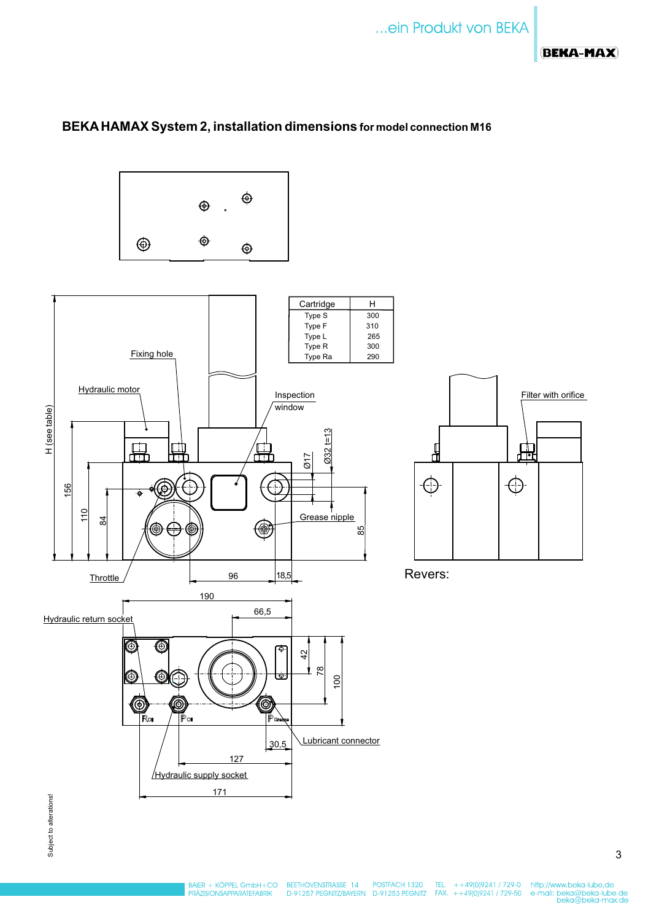## BEKA HAMAX System 2, installation dimensions for model connection M16

| Cartridge | H |
|---|---|
| Type S | 300 |
| Type F | 310 |
| Type L | 265 |
| Type R | 300 |
| Type Ra | 290 |

Fixing hole

Hydraulic motor

Inspection window

H (see table)

156

110

84

Ø17

Ø32 t=13

Grease nipple

85

Throttle

96

18,5

Filter with orifice

Revers:

190

66,5

Hydraulic return socket

42

78

100

R$_{Oil}$ P$_{Oil}$ P$_{Grease}$

Lubricant connector

30,5

127

Hydraulic supply socket

171

Subject to alterations!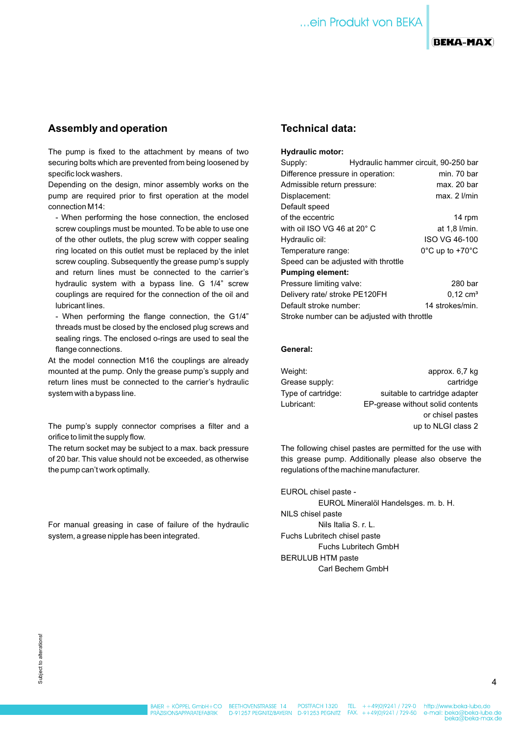## Assembly and operation

The pump is fixed to the attachment by means of two securing bolts which are prevented from being loosened by specific lock washers.

Depending on the design, minor assembly works on the pump are required prior to first operation at the model connection M14:

- When performing the hose connection, the enclosed screw couplings must be mounted. To be able to use one of the other outlets, the plug screw with copper sealing ring located on this outlet must be replaced by the inlet screw coupling. Subsequently the grease pump's supply and return lines must be connected to the carrier's hydraulic system with a bypass line. G 1/4" screw couplings are required for the connection of the oil and lubricant lines.
- When performing the flange connection, the G1/4" threads must be closed by the enclosed plug screws and sealing rings. The enclosed o-rings are used to seal the flange connections.

At the model connection M16 the couplings are already mounted at the pump. Only the grease pump's supply and return lines must be connected to the carrier's hydraulic system with a bypass line.

The pump's supply connector comprises a filter and a orifice to limit the supply flow.

The return socket may be subject to a max. back pressure of 20 bar. This value should not be exceeded, as otherwise the pump can't work optimally.

For manual greasing in case of failure of the hydraulic system, a grease nipple has been integrated.

## Technical data:

**Hydraulic motor:**

| | |
|---|---|
| Supply: | Hydraulic hammer circuit, 90-250 bar |
| Difference pressure in operation: | min. 70 bar |
| Admissible return pressure: | max. 20 bar |
| Displacement: | max. 2 l/min |
| Default speed of the eccentric | 14 rpm |
| with oil ISO VG 46 at 20° C | at 1,8 l/min. |
| Hydraulic oil: | ISO VG 46-100 |
| Temperature range: | 0°C up to +70°C |
| Speed can be adjusted with throttle | |

**Pumping element:**

| | |
|---|---|
| Pressure limiting valve: | 280 bar |
| Delivery rate/ stroke PE120FH | 0,12 cm³ |
| Default stroke number: | 14 strokes/min. |
| Stroke number can be adjusted with throttle | |

**General:**

| | |
|---|---|
| Weight: | approx. 6,7 kg |
| Grease supply: | cartridge |
| Type of cartridge: | suitable to cartridge adapter |
| Lubricant: | EP-grease without solid contents or chisel pastes up to NLGI class 2 |

The following chisel pastes are permitted for the use with this grease pump. Additionally please also observe the regulations of the machine manufacturer.

EUROL chisel paste -
EUROL Mineralöl Handelsges. m. b. H.

NILS chisel paste
Nils Italia S. r. L.

Fuchs Lubritech chisel paste
Fuchs Lubritech GmbH

BERULUB HTM paste
Carl Bechem GmbH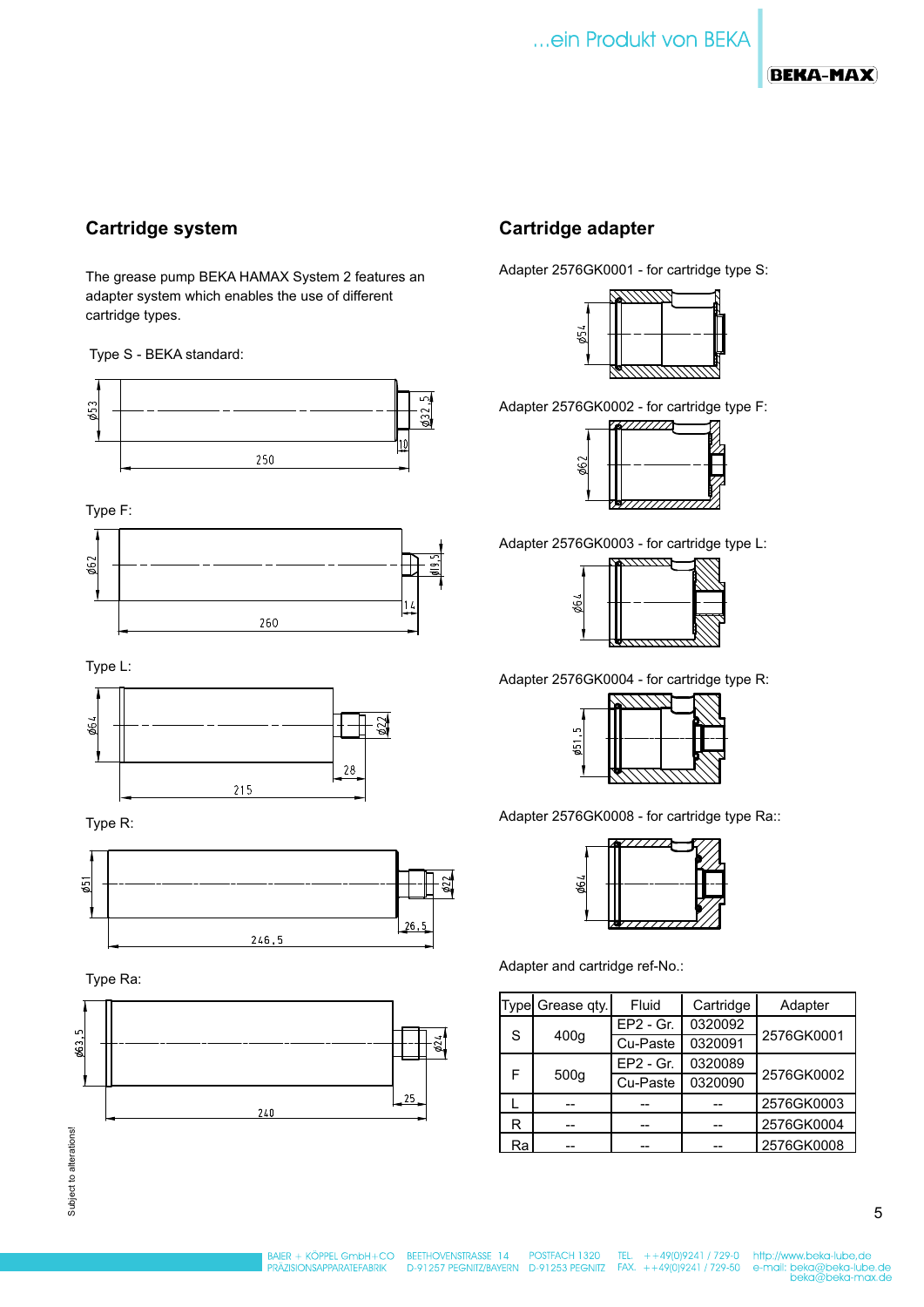## Cartridge system

The grease pump BEKA HAMAX System 2 features an adapter system which enables the use of different cartridge types.

Type S - BEKA standard:

Type F:

Type L:

Type R:

Type Ra:

## Cartridge adapter

Adapter 2576GK0001 - for cartridge type S:

Adapter 2576GK0002 - for cartridge type F:

Adapter 2576GK0003 - for cartridge type L:

Adapter 2576GK0004 - for cartridge type R:

Adapter 2576GK0008 - for cartridge type Ra::

Adapter and cartridge ref-No.:

| Type | Grease qty. | Fluid | Cartridge | Adapter |
|---|---|---|---|---|
| S | 400g | EP2 - Gr. | 0320092 | 2576GK0001 |
| | | Cu-Paste | 0320091 | |
| F | 500g | EP2 - Gr. | 0320089 | 2576GK0002 |
| | | Cu-Paste | 0320090 | |
| L | -- | -- | -- | 2576GK0003 |
| R | -- | -- | -- | 2576GK0004 |
| Ra | -- | -- | -- | 2576GK0008 |

Subject to alterations!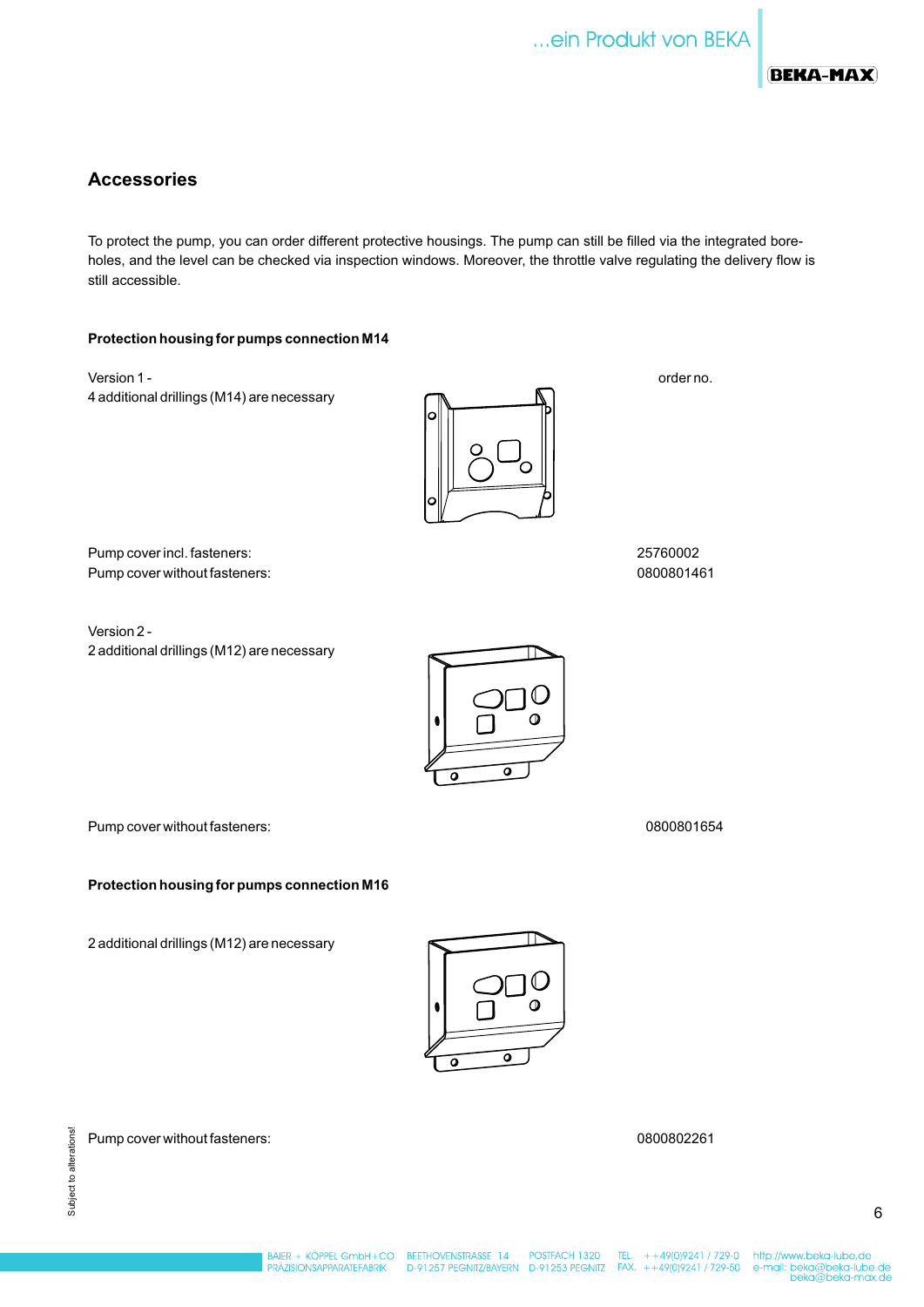## Accessories

To protect the pump, you can order different protective housings. The pump can still be filled via the integrated bore-holes, and the level can be checked via inspection windows. Moreover, the throttle valve regulating the delivery flow is still accessible.

### Protection housing for pumps connection M14

Version 1 -
4 additional drillings (M14) are necessary

| | order no. |
|---|---|
| Pump cover incl. fasteners: | 25760002 |
| Pump cover without fasteners: | 0800801461 |

Version 2 -
2 additional drillings (M12) are necessary

| | |
|---|---|
| Pump cover without fasteners: | 0800801654 |

### Protection housing for pumps connection M16

2 additional drillings (M12) are necessary

| | |
|---|---|
| Pump cover without fasteners: | 0800802261 |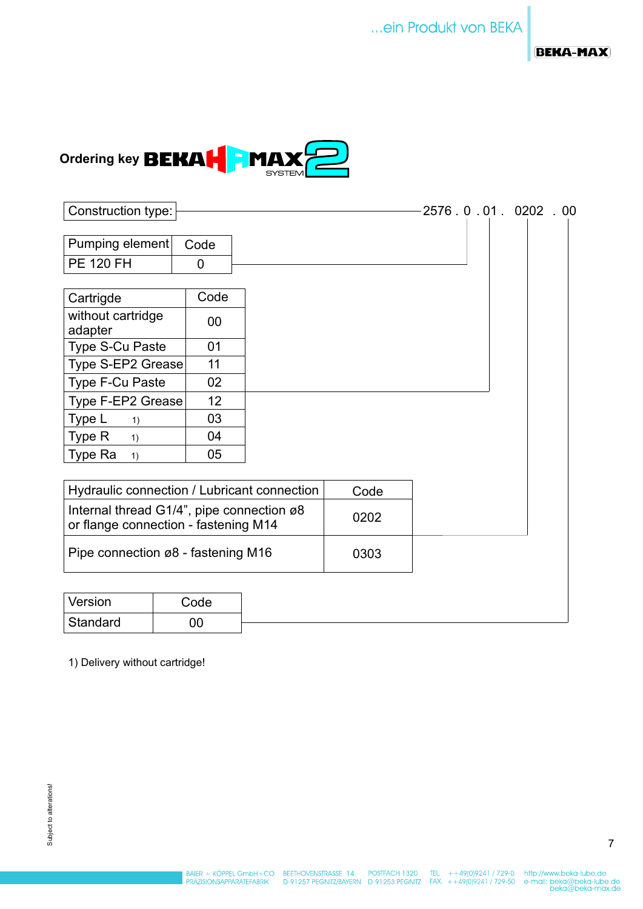## Ordering key BEKA HAMAX 2 SYSTEM

Construction type: 2576 . 0 . 01 . 0202 . 00

| Pumping element | Code |
|---|---|
| PE 120 FH | 0 |

| Cartrigde | Code |
|---|---|
| without cartridge adapter | 00 |
| Type S-Cu Paste | 01 |
| Type S-EP2 Grease | 11 |
| Type F-Cu Paste | 02 |
| Type F-EP2 Grease | 12 |
| Type L 1) | 03 |
| Type R 1) | 04 |
| Type Ra 1) | 05 |

| Hydraulic connection / Lubricant connection | Code |
|---|---|
| Internal thread G1/4", pipe connection ø8 or flange connection - fastening M14 | 0202 |
| Pipe connection ø8 - fastening M16 | 0303 |

| Version | Code |
|---|---|
| Standard | 00 |

1) Delivery without cartridge!

Subject to alterations!